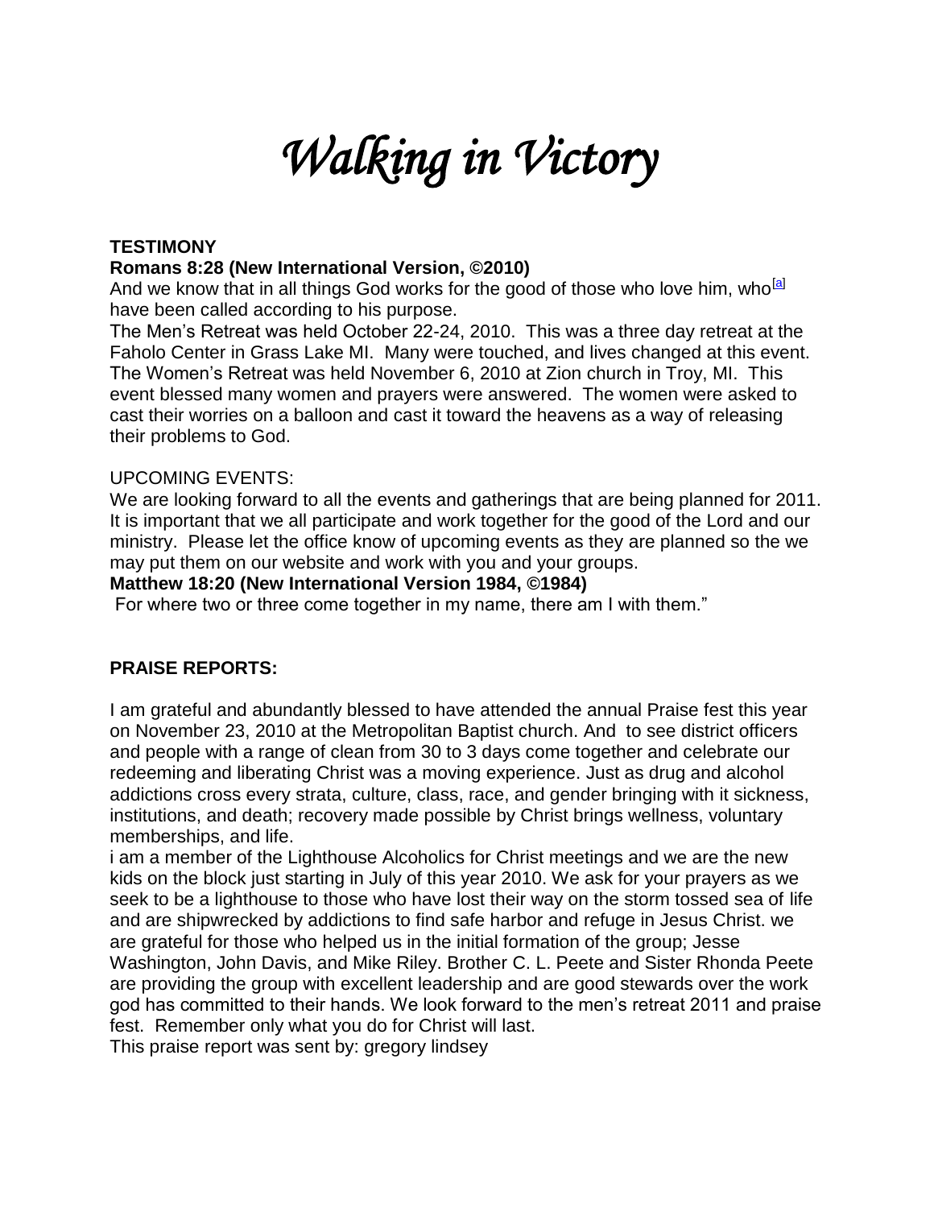# *Walking in Victory*

**TESTIMONY**

**Romans 8:28 (New International Version, ©2010)**

And we know that in all things God works for the good of those who love him, who[a] have been called according to his purpose.

The Men's Retreat was held October 22-24, 2010. This was a three day retreat at the Faholo Center in Grass Lake MI. Many were touched, and lives changed at this event. The Women's Retreat was held November 6, 2010 at Zion church in Troy, MI. This event blessed many women and prayers were answered. The women were asked to cast their worries on a balloon and cast it toward the heavens as a way of releasing their problems to God.

UPCOMING EVENTS:

We are looking forward to all the events and gatherings that are being planned for 2011. It is important that we all participate and work together for the good of the Lord and our ministry. Please let the office know of upcoming events as they are planned so the we may put them on our website and work with you and your groups.

**Matthew 18:20 (New International Version 1984, ©1984)**

For where two or three come together in my name, there am I with them."

**PRAISE REPORTS:**

I am grateful and abundantly blessed to have attended the annual Praise fest this year on November 23, 2010 at the Metropolitan Baptist church. And to see district officers and people with a range of clean from 30 to 3 days come together and celebrate our redeeming and liberating Christ was a moving experience. Just as drug and alcohol addictions cross every strata, culture, class, race, and gender bringing with it sickness, institutions, and death; recovery made possible by Christ brings wellness, voluntary memberships, and life.

i am a member of the Lighthouse Alcoholics for Christ meetings and we are the new kids on the block just starting in July of this year 2010. We ask for your prayers as we seek to be a lighthouse to those who have lost their way on the storm tossed sea of life and are shipwrecked by addictions to find safe harbor and refuge in Jesus Christ. we are grateful for those who helped us in the initial formation of the group; Jesse Washington, John Davis, and Mike Riley. Brother C. L. Peete and Sister Rhonda Peete are providing the group with excellent leadership and are good stewards over the work god has committed to their hands. We look forward to the men's retreat 2011 and praise fest. Remember only what you do for Christ will last.

This praise report was sent by: gregory lindsey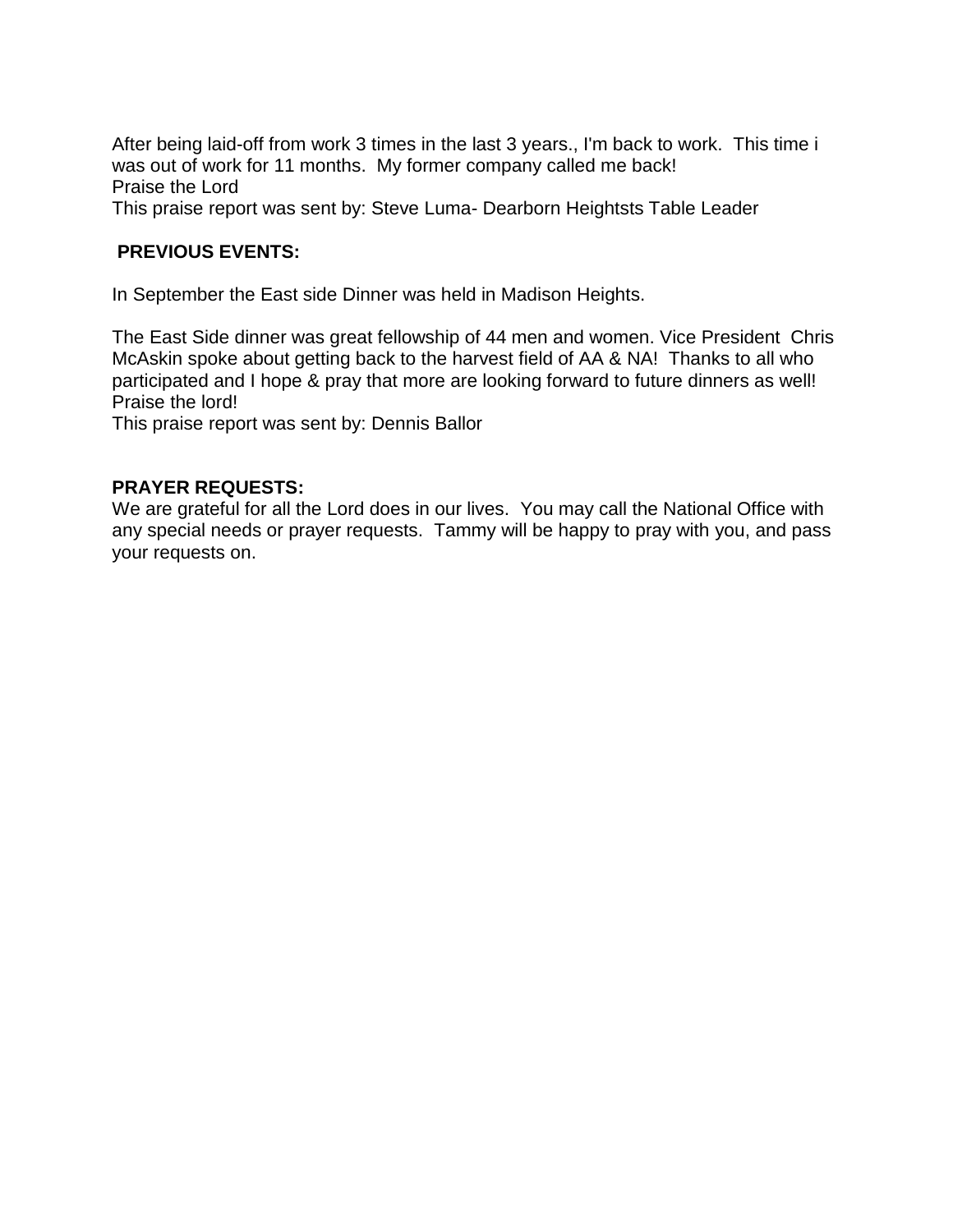After being laid-off from work 3 times in the last 3 years., I'm back to work. This time i was out of work for 11 months. My former company called me back!
Praise the Lord
This praise report was sent by: Steve Luma- Dearborn Heightsts Table Leader

**PREVIOUS EVENTS:**

In September the East side Dinner was held in Madison Heights.

The East Side dinner was great fellowship of 44 men and women. Vice President Chris McAskin spoke about getting back to the harvest field of AA & NA! Thanks to all who participated and I hope & pray that more are looking forward to future dinners as well! Praise the lord!
This praise report was sent by: Dennis Ballor

**PRAYER REQUESTS:**
We are grateful for all the Lord does in our lives. You may call the National Office with any special needs or prayer requests. Tammy will be happy to pray with you, and pass your requests on.